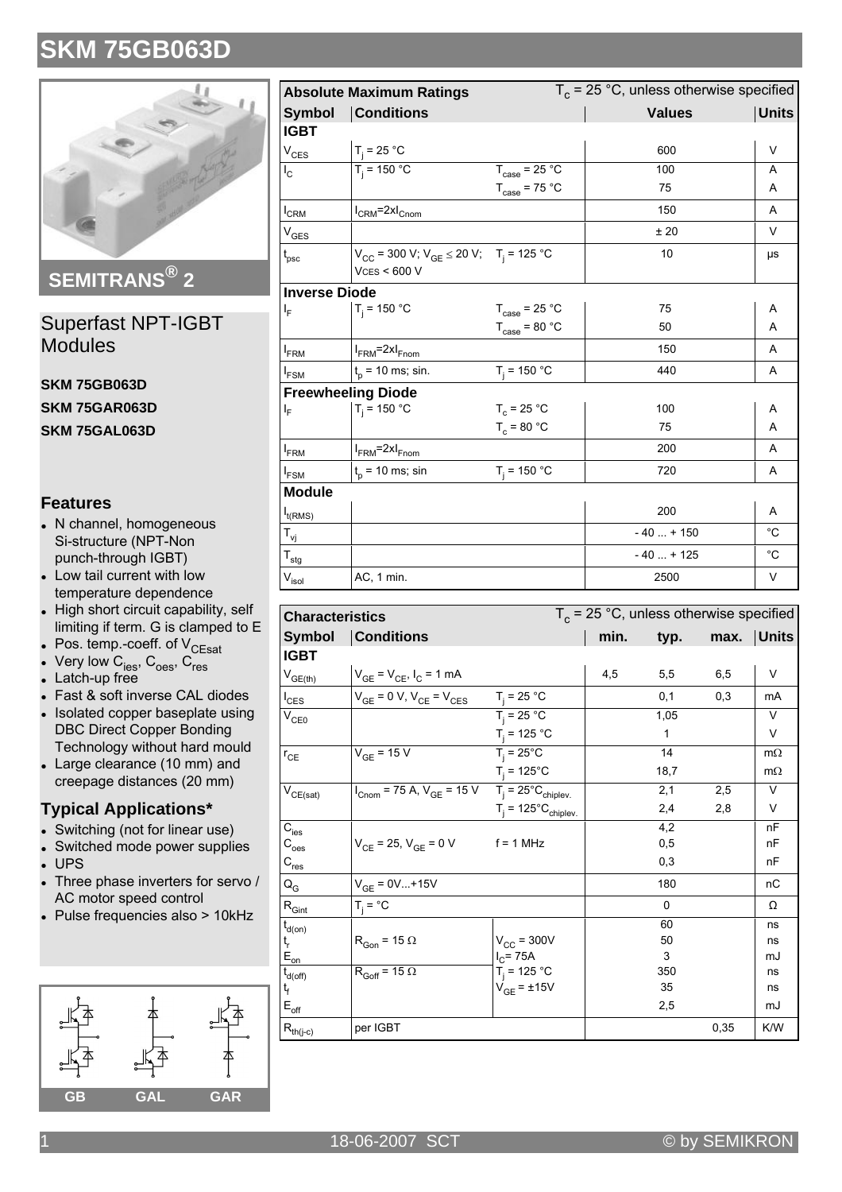# SKM 75GB063D

SEMITRANS® 2

## Superfast NPT-IGBT Modules

**SKM 75GB063D**

**SKM 75GAR063D**

**SKM 75GAL063D**

### Features

- N channel, homogeneous Si-structure (NPT-Non punch-through IGBT)
- Low tail current with low temperature dependence
- High short circuit capability, self limiting if term. G is clamped to E
- Pos. temp.-coeff. of $V_{CEsat}$
- Very low $C_{ies}$, $C_{oes}$, $C_{res}$
- Latch-up free
- Fast & soft inverse CAL diodes
- Isolated copper baseplate using DBC Direct Copper Bonding Technology without hard mould
- Large clearance (10 mm) and creepage distances (20 mm)

### Typical Applications*

- Switching (not for linear use)
- Switched mode power supplies
- UPS
- Three phase inverters for servo / AC motor speed control
- Pulse frequencies also > 10kHz

GB GAL GAR

| Absolute Maximum Ratings | | $T_c$ = 25 °C, unless otherwise specified | | |
|---|---|---|---|---|
| **Symbol** | **Conditions** | | **Values** | **Units** |
| **IGBT** | | | | |
| $V_{CES}$ | $T_j$ = 25 °C | | 600 | V |
| $I_C$ | $T_j$ = 150 °C | $T_{case}$ = 25 °C | 100 | A |
| | | $T_{case}$ = 75 °C | 75 | A |
| $I_{CRM}$ | $I_{CRM}$=2x$I_{Cnom}$ | | 150 | A |
| $V_{GES}$ | | | ± 20 | V |
| $t_{psc}$ | $V_{CC}$ = 300 V; $V_{GE} \leq$ 20 V; VCES < 600 V | $T_j$ = 125 °C | 10 | µs |
| **Inverse Diode** | | | | |
| $I_F$ | $T_j$ = 150 °C | $T_{case}$ = 25 °C | 75 | A |
| | | $T_{case}$ = 80 °C | 50 | A |
| $I_{FRM}$ | $I_{FRM}$=2x$I_{Fnom}$ | | 150 | A |
| $I_{FSM}$ | $t_p$ = 10 ms; sin. | $T_j$ = 150 °C | 440 | A |
| **Freewheeling Diode** | | | | |
| $I_F$ | $T_j$ = 150 °C | $T_c$ = 25 °C | 100 | A |
| | | $T_c$ = 80 °C | 75 | A |
| $I_{FRM}$ | $I_{FRM}$=2x$I_{Fnom}$ | | 200 | A |
| $I_{FSM}$ | $t_p$ = 10 ms; sin | $T_j$ = 150 °C | 720 | A |
| **Module** | | | | |
| $I_{t(RMS)}$ | | | 200 | A |
| $T_{vj}$ | | | - 40 ... + 150 | °C |
| $T_{stg}$ | | | - 40 ... + 125 | °C |
| $V_{isol}$ | AC, 1 min. | | 2500 | V |

| Characteristics | | $T_c$ = 25 °C, unless otherwise specified | | | | |
|---|---|---|---|---|---|---|
| **Symbol** | **Conditions** | | **min.** | **typ.** | **max.** | **Units** |
| **IGBT** | | | | | | |
| $V_{GE(th)}$ | $V_{GE} = V_{CE}$, $I_C$ = 1 mA | | 4,5 | 5,5 | 6,5 | V |
| $I_{CES}$ | $V_{GE}$ = 0 V, $V_{CE} = V_{CES}$ | $T_j$ = 25 °C | | 0,1 | 0,3 | mA |
| $V_{CE0}$ | | $T_j$ = 25 °C | | 1,05 | | V |
| | | $T_j$ = 125 °C | | 1 | | V |
| $r_{CE}$ | $V_{GE}$ = 15 V | $T_j$ = 25°C | | 14 | | mΩ |
| | | $T_j$ = 125°C | | 18,7 | | mΩ |
| $V_{CE(sat)}$ | $I_{Cnom}$ = 75 A, $V_{GE}$ = 15 V | $T_j$ = 25°C$_{chiplev.}$ | | 2,1 | 2,5 | V |
| | | $T_j$ = 125°C$_{chiplev.}$ | | 2,4 | 2,8 | V |
| $C_{ies}$ | $V_{CE}$ = 25, $V_{GE}$ = 0 V | f = 1 MHz | | 4,2 | | nF |
| $C_{oes}$ | | | | 0,5 | | nF |
| $C_{res}$ | | | | 0,3 | | nF |
| $Q_G$ | $V_{GE}$ = 0V...+15V | | | 180 | | nC |
| $R_{Gint}$ | $T_j$ = °C | | | 0 | | Ω |
| $t_{d(on)}$ | $R_{Gon}$ = 15 Ω | $V_{CC}$ = 300V | | 60 | | ns |
| $t_r$ | | $I_C$= 75A | | 50 | | ns |
| $E_{on}$ | | $T_j$ = 125 °C | | 3 | | mJ |
| $t_{d(off)}$ | $R_{Goff}$ = 15 Ω | $V_{GE}$ = ±15V | | 350 | | ns |
| $t_f$ | | | | 35 | | ns |
| $E_{off}$ | | | | 2,5 | | mJ |
| $R_{th(j-c)}$ | per IGBT | | | | 0,35 | K/W |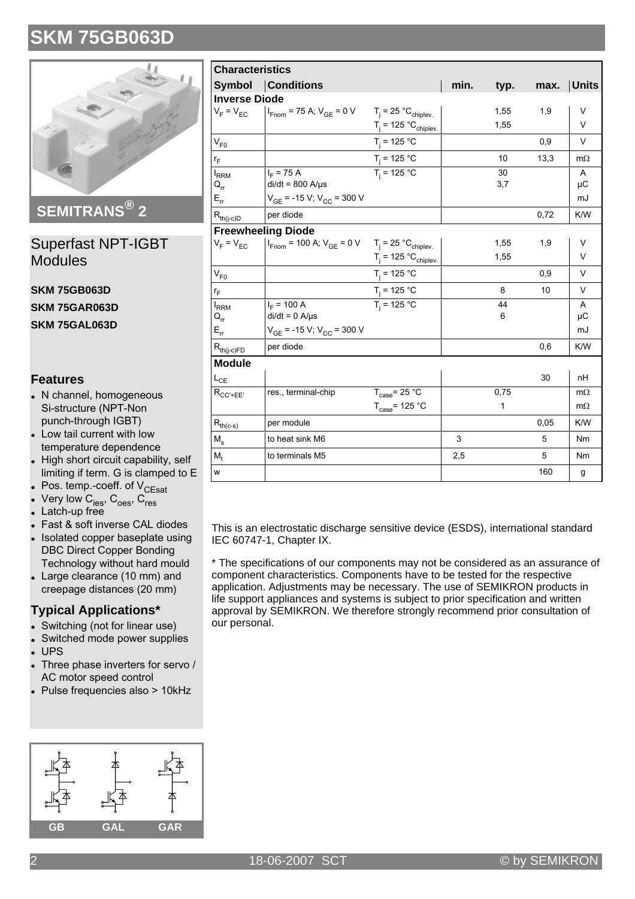# SKM 75GB063D

SEMITRANS® 2

## Superfast NPT-IGBT Modules

**SKM 75GB063D**

**SKM 75GAR063D**

**SKM 75GAL063D**

### Features

- N channel, homogeneous Si-structure (NPT-Non punch-through IGBT)
- Low tail current with low temperature dependence
- High short circuit capability, self limiting if term. G is clamped to E
- Pos. temp.-coeff. of $V_{CEsat}$
- Very low $C_{ies}$, $C_{oes}$, $C_{res}$
- Latch-up free
- Fast & soft inverse CAL diodes
- Isolated copper baseplate using DBC Direct Copper Bonding Technology without hard mould
- Large clearance (10 mm) and creepage distances (20 mm)

### Typical Applications*

- Switching (not for linear use)
- Switched mode power supplies
- UPS
- Three phase inverters for servo / AC motor speed control
- Pulse frequencies also > 10kHz

GB GAL GAR

| Symbol | Conditions | | min. | typ. | max. | Units |
|---|---|---|---|---|---|---|
| **Inverse Diode** | | | | | | |
| $V_F = V_{EC}$ | $I_{Fnom}$ = 75 A; $V_{GE}$ = 0 V | $T_j$ = 25 °$C_{chiplev.}$ | | 1,55 | 1,9 | V |
| | | $T_j$ = 125 °$C_{chiplev.}$ | | 1,55 | | V |
| $V_{F0}$ | | $T_j$ = 125 °C | | | 0,9 | V |
| $r_F$ | | $T_j$ = 125 °C | | 10 | 13,3 | mΩ |
| $I_{RRM}$ | $I_F$ = 75 A | $T_j$ = 125 °C | | 30 | | A |
| $Q_{rr}$ | di/dt = 800 A/µs | | | 3,7 | | µC |
| $E_{rr}$ | $V_{GE}$ = -15 V; $V_{CC}$ = 300 V | | | | | mJ |
| $R_{th(j-c)D}$ | per diode | | | | 0,72 | K/W |
| **Freewheeling Diode** | | | | | | |
| $V_F = V_{EC}$ | $I_{Fnom}$ = 100 A; $V_{GE}$ = 0 V | $T_j$ = 25 °$C_{chiplev.}$ | | 1,55 | 1,9 | V |
| | | $T_j$ = 125 °$C_{chiplev.}$ | | 1,55 | | V |
| $V_{F0}$ | | $T_j$ = 125 °C | | | 0,9 | V |
| $r_F$ | | $T_j$ = 125 °C | | 8 | 10 | V |
| $I_{RRM}$ | $I_F$ = 100 A | $T_j$ = 125 °C | | 44 | | A |
| $Q_{rr}$ | di/dt = 0 A/µs | | | 6 | | µC |
| $E_{rr}$ | $V_{GE}$ = -15 V; $V_{CC}$ = 300 V | | | | | mJ |
| $R_{th(j-c)FD}$ | per diode | | | | 0,6 | K/W |
| **Module** | | | | | | |
| $L_{CE}$ | | | | | 30 | nH |
| $R_{CC'+EE'}$ | res., terminal-chip | $T_{case}$= 25 °C | | 0,75 | | mΩ |
| | | $T_{case}$= 125 °C | | 1 | | mΩ |
| $R_{th(c-s)}$ | per module | | | | 0,05 | K/W |
| $M_s$ | to heat sink M6 | | 3 | | 5 | Nm |
| $M_t$ | to terminals M5 | | 2,5 | | 5 | Nm |
| w | | | | | 160 | g |

This is an electrostatic discharge sensitive device (ESDS), international standard IEC 60747-1, Chapter IX.

\* The specifications of our components may not be considered as an assurance of component characteristics. Components have to be tested for the respective application. Adjustments may be necessary. The use of SEMIKRON products in life support appliances and systems is subject to prior specification and written approval by SEMIKRON. We therefore strongly recommend prior consultation of our personal.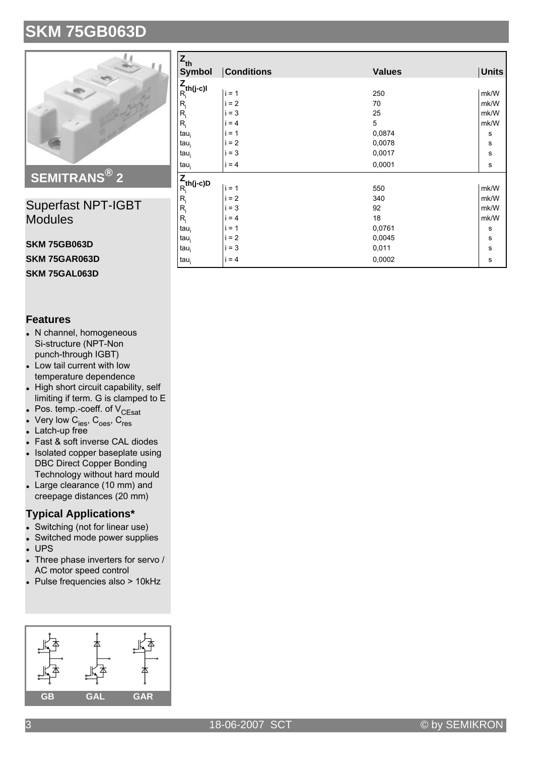# SKM 75GB063D

## SEMITRANS® 2

## Superfast NPT-IGBT Modules

**SKM 75GB063D**

**SKM 75GAR063D**

**SKM 75GAL063D**

### Features

- N channel, homogeneous Si-structure (NPT-Non punch-through IGBT)
- Low tail current with low temperature dependence
- High short circuit capability, self limiting if term. G is clamped to E
- Pos. temp.-coeff. of $V_{CEsat}$
- Very low $C_{ies}$, $C_{oes}$, $C_{res}$
- Latch-up free
- Fast & soft inverse CAL diodes
- Isolated copper baseplate using DBC Direct Copper Bonding Technology without hard mould
- Large clearance (10 mm) and creepage distances (20 mm)

### Typical Applications*

- Switching (not for linear use)
- Switched mode power supplies
- UPS
- Three phase inverters for servo / AC motor speed control
- Pulse frequencies also > 10kHz

GB GAL GAR

| $Z_{th}$ Symbol | Conditions | Values | Units |
|---|---|---|---|
| **$Z_{th(j-c)I}$** | | | |
| $R_i$ | i = 1 | 250 | mk/W |
| $R_i$ | i = 2 | 70 | mk/W |
| $R_i$ | i = 3 | 25 | mk/W |
| $R_i$ | i = 4 | 5 | mk/W |
| $tau_i$ | i = 1 | 0,0874 | s |
| $tau_i$ | i = 2 | 0,0078 | s |
| $tau_i$ | i = 3 | 0,0017 | s |
| $tau_i$ | i = 4 | 0,0001 | s |
| **$Z_{th(j-c)D}$** | | | |
| $R_i$ | i = 1 | 550 | mk/W |
| $R_i$ | i = 2 | 340 | mk/W |
| $R_i$ | i = 3 | 92 | mk/W |
| $R_i$ | i = 4 | 18 | mk/W |
| $tau_i$ | i = 1 | 0,0761 | s |
| $tau_i$ | i = 2 | 0,0045 | s |
| $tau_i$ | i = 3 | 0,011 | s |
| $tau_i$ | i = 4 | 0,0002 | s |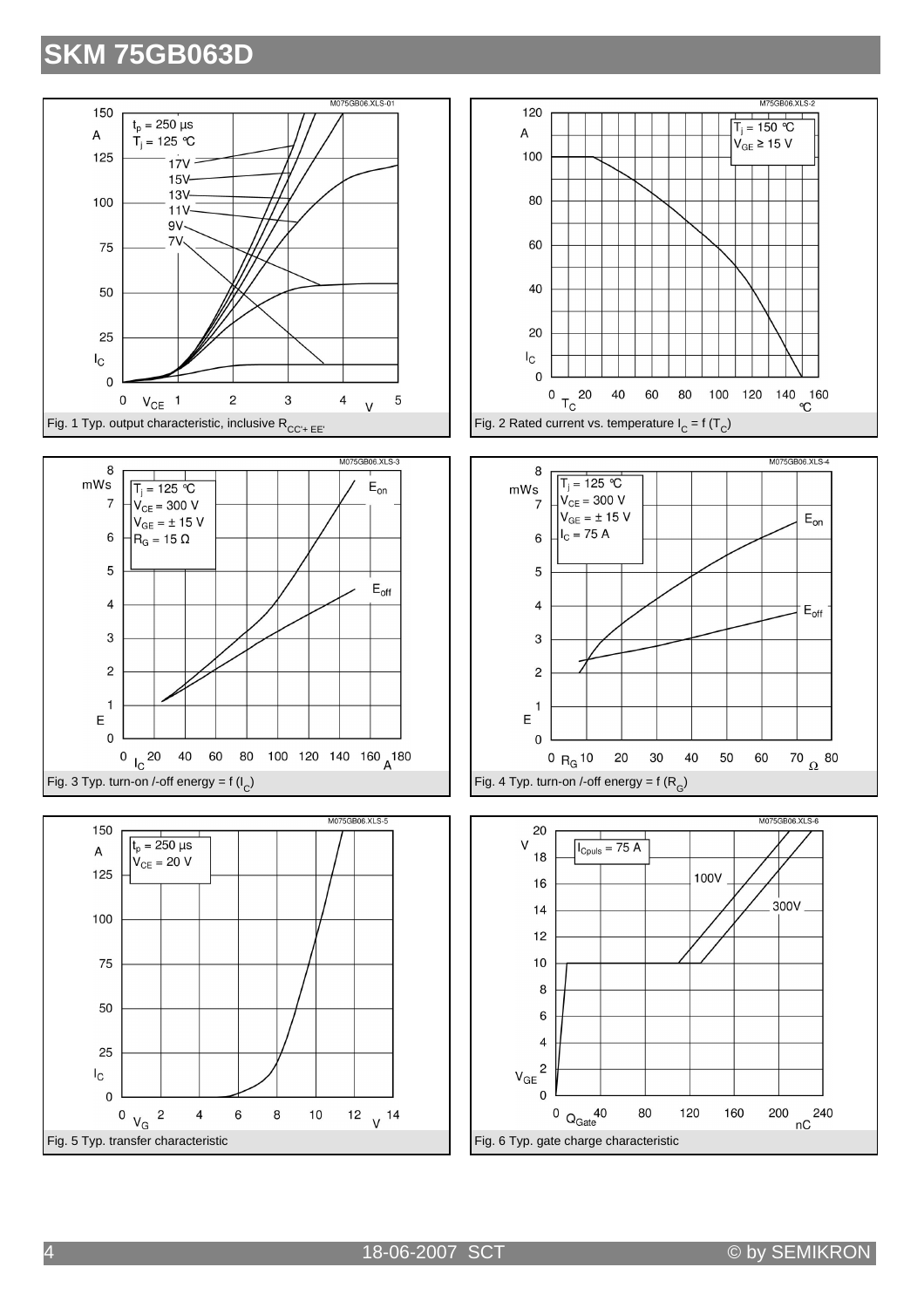# SKM 75GB063D

Fig. 1 Typ. output characteristic, inclusive $R_{CC'+EE'}$

Fig. 2 Rated current vs. temperature $I_C = f(T_C)$

Fig. 3 Typ. turn-on /-off energy = f ($I_C$)

Fig. 4 Typ. turn-on /-off energy = f ($R_G$)

Fig. 5 Typ. transfer characteristic

Fig. 6 Typ. gate charge characteristic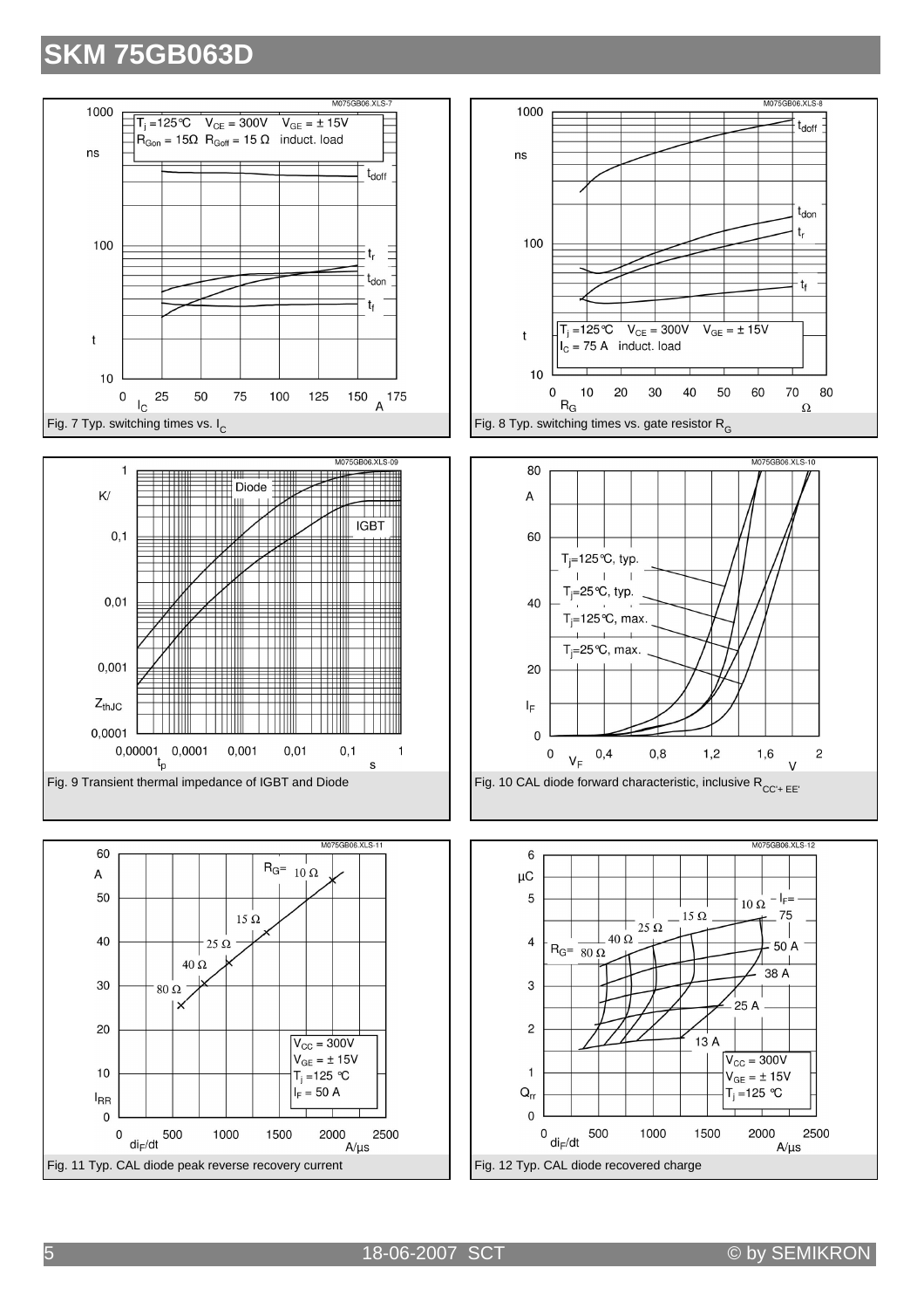Fig. 7 Typ. switching times vs. $I_C$

Fig. 8 Typ. switching times vs. gate resistor $R_G$

Fig. 9 Transient thermal impedance of IGBT and Diode

Fig. 10 CAL diode forward characteristic, inclusive $R_{CC'+EE'}$

Fig. 11 Typ. CAL diode peak reverse recovery current

Fig. 12 Typ. CAL diode recovered charge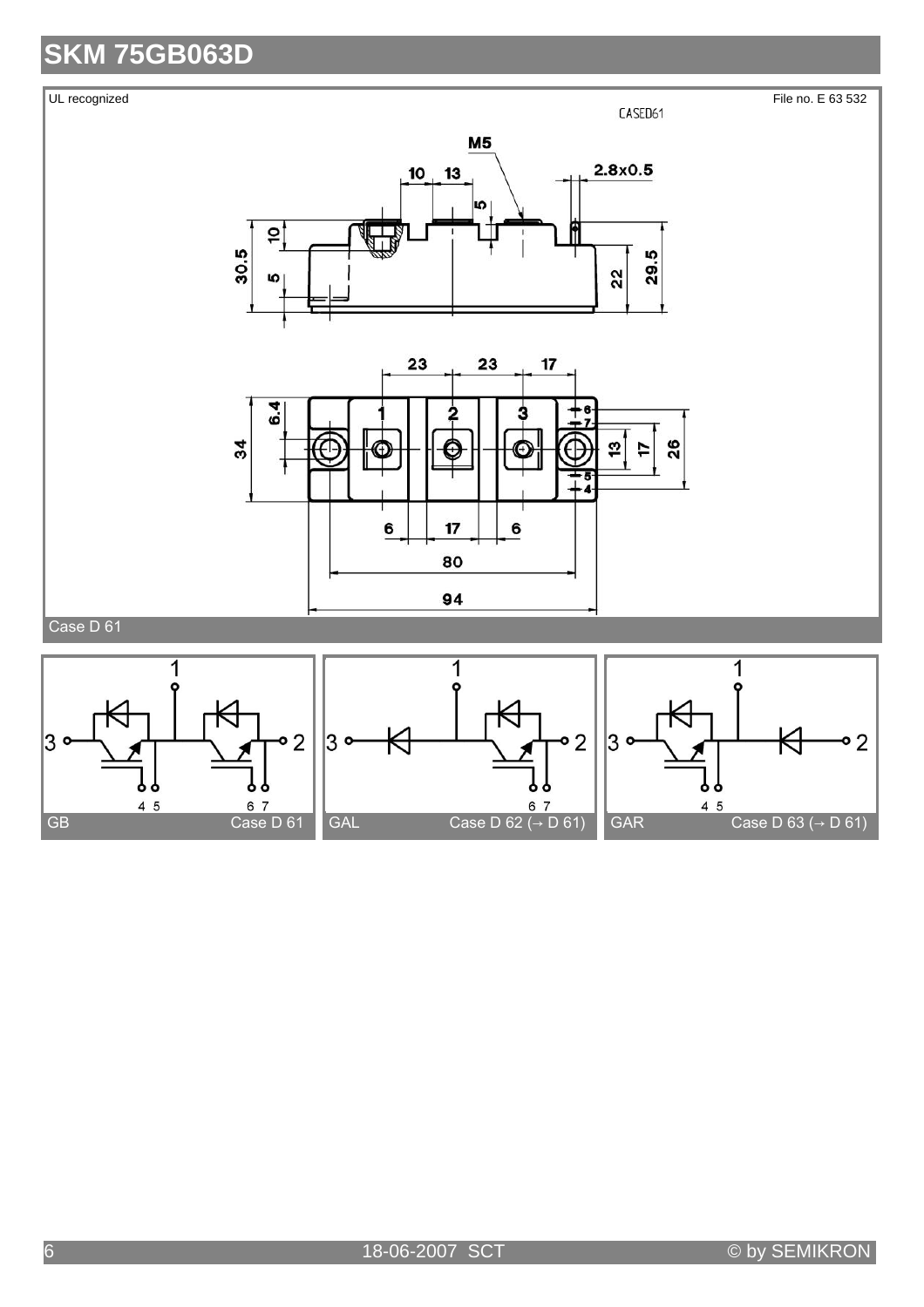# SKM 75GB063D

UL recognized

File no. E 63 532

CASED61

M5

10 13

5

2.8x0.5

10

30.5

5

22

29.5

23 23 17

6.4

34

1 2 3

6

7

13

17

26

5

4

6 17 6

80

94

Case D 61

1

3

2

4 5

6 7

GB Case D 61

1

3

2

6 7

GAL Case D 62 (→ D 61)

1

3

2

4 5

GAR Case D 63 (→ D 61)